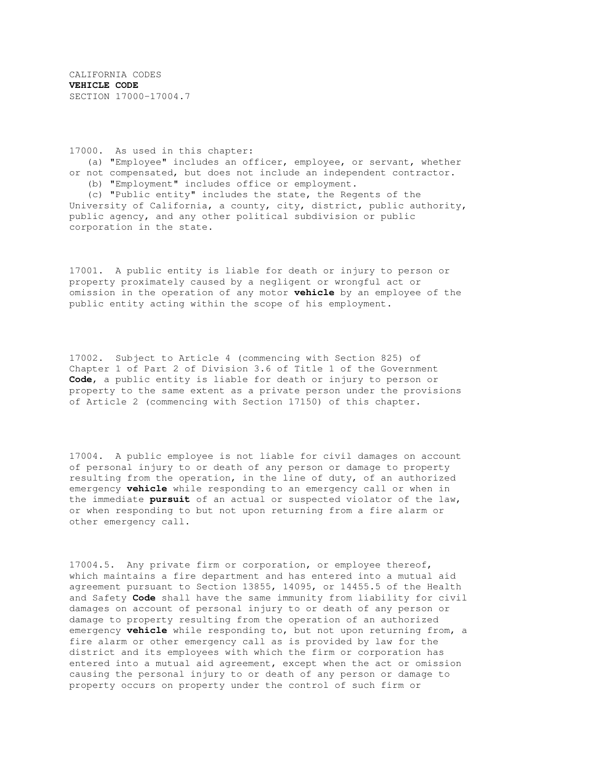CALIFORNIA CODES
**VEHICLE CODE**
SECTION 17000-17004.7

17000. As used in this chapter:

(a) "Employee" includes an officer, employee, or servant, whether or not compensated, but does not include an independent contractor.

(b) "Employment" includes office or employment.

(c) "Public entity" includes the state, the Regents of the University of California, a county, city, district, public authority, public agency, and any other political subdivision or public corporation in the state.

17001. A public entity is liable for death or injury to person or property proximately caused by a negligent or wrongful act or omission in the operation of any motor **vehicle** by an employee of the public entity acting within the scope of his employment.

17002. Subject to Article 4 (commencing with Section 825) of Chapter 1 of Part 2 of Division 3.6 of Title 1 of the Government **Code**, a public entity is liable for death or injury to person or property to the same extent as a private person under the provisions of Article 2 (commencing with Section 17150) of this chapter.

17004. A public employee is not liable for civil damages on account of personal injury to or death of any person or damage to property resulting from the operation, in the line of duty, of an authorized emergency **vehicle** while responding to an emergency call or when in the immediate **pursuit** of an actual or suspected violator of the law, or when responding to but not upon returning from a fire alarm or other emergency call.

17004.5. Any private firm or corporation, or employee thereof, which maintains a fire department and has entered into a mutual aid agreement pursuant to Section 13855, 14095, or 14455.5 of the Health and Safety **Code** shall have the same immunity from liability for civil damages on account of personal injury to or death of any person or damage to property resulting from the operation of an authorized emergency **vehicle** while responding to, but not upon returning from, a fire alarm or other emergency call as is provided by law for the district and its employees with which the firm or corporation has entered into a mutual aid agreement, except when the act or omission causing the personal injury to or death of any person or damage to property occurs on property under the control of such firm or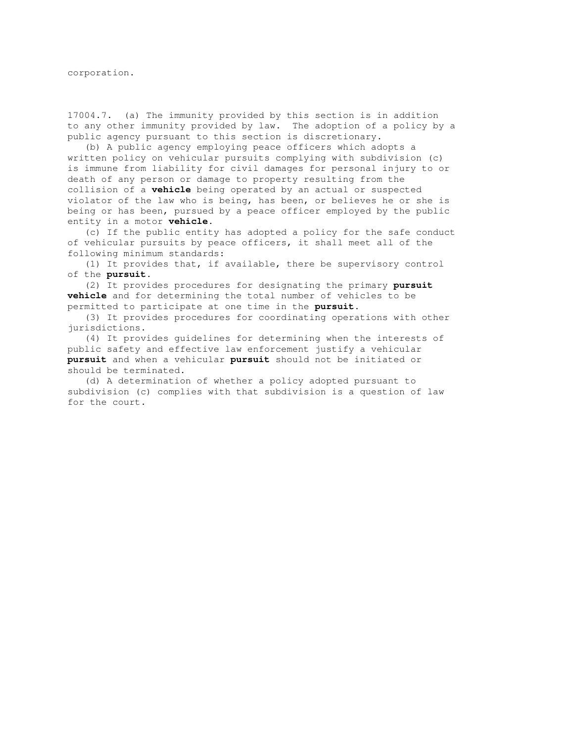corporation.

17004.7. (a) The immunity provided by this section is in addition to any other immunity provided by law. The adoption of a policy by a public agency pursuant to this section is discretionary.

(b) A public agency employing peace officers which adopts a written policy on vehicular pursuits complying with subdivision (c) is immune from liability for civil damages for personal injury to or death of any person or damage to property resulting from the collision of a **vehicle** being operated by an actual or suspected violator of the law who is being, has been, or believes he or she is being or has been, pursued by a peace officer employed by the public entity in a motor **vehicle**.

(c) If the public entity has adopted a policy for the safe conduct of vehicular pursuits by peace officers, it shall meet all of the following minimum standards:

(1) It provides that, if available, there be supervisory control of the **pursuit**.

(2) It provides procedures for designating the primary **pursuit vehicle** and for determining the total number of vehicles to be permitted to participate at one time in the **pursuit**.

(3) It provides procedures for coordinating operations with other jurisdictions.

(4) It provides guidelines for determining when the interests of public safety and effective law enforcement justify a vehicular **pursuit** and when a vehicular **pursuit** should not be initiated or should be terminated.

(d) A determination of whether a policy adopted pursuant to subdivision (c) complies with that subdivision is a question of law for the court.